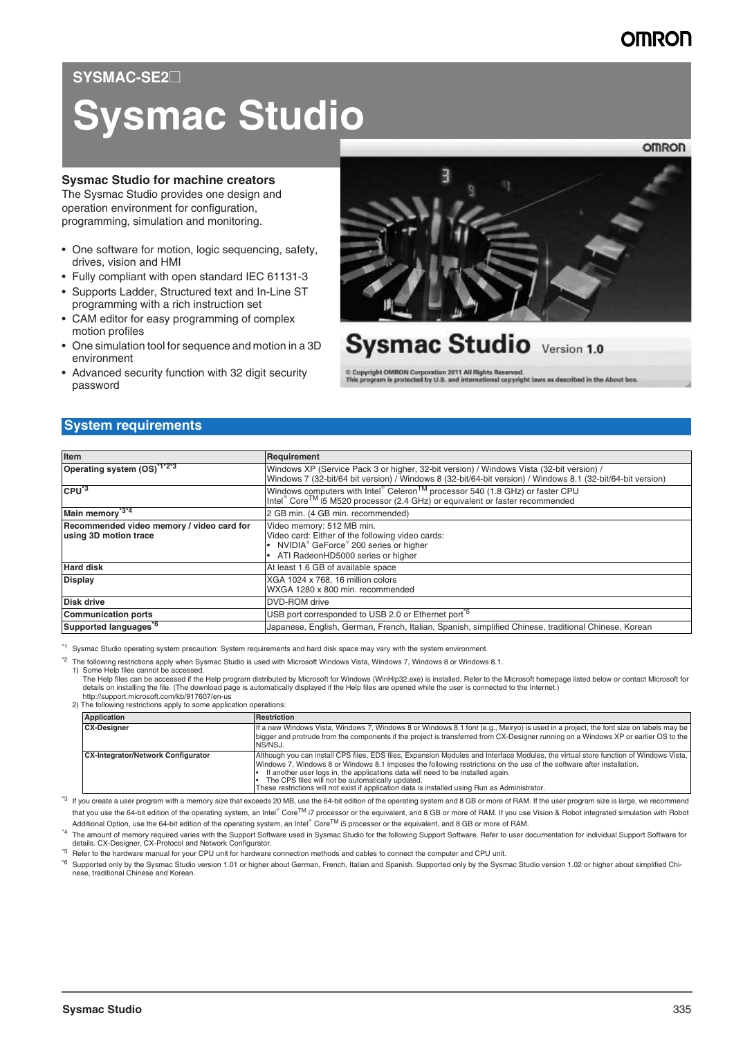OMRON

SYSMAC-SE2□

# Sysmac Studio

### Sysmac Studio for machine creators

The Sysmac Studio provides one design and operation environment for configuration, programming, simulation and monitoring.

- One software for motion, logic sequencing, safety, drives, vision and HMI
- Fully compliant with open standard IEC 61131-3
- Supports Ladder, Structured text and In-Line ST programming with a rich instruction set
- CAM editor for easy programming of complex motion profiles
- One simulation tool for sequence and motion in a 3D environment
- Advanced security function with 32 digit security password

## System requirements

| Item | Requirement |
|---|---|
| Operating system (OS)[*1*2*3] | Windows XP (Service Pack 3 or higher, 32-bit version) / Windows Vista (32-bit version) / Windows 7 (32-bit/64 bit version) / Windows 8 (32-bit/64-bit version) / Windows 8.1 (32-bit/64-bit version) |
| CPU[*3] | Windows computers with Intel® Celeron™ processor 540 (1.8 GHz) or faster CPU Intel® Core™ i5 M520 processor (2.4 GHz) or equivalent or faster recommended |
| Main memory[*3*4] | 2 GB min. (4 GB min. recommended) |
| Recommended video memory / video card for using 3D motion trace | Video memory: 512 MB min. Video card: Either of the following video cards: • NVIDIA® GeForce® 200 series or higher • ATI RadeonHD5000 series or higher |
| Hard disk | At least 1.6 GB of available space |
| Display | XGA 1024 x 768, 16 million colors WXGA 1280 x 800 min. recommended |
| Disk drive | DVD-ROM drive |
| Communication ports | USB port corresponded to USB 2.0 or Ethernet port[*5] |
| Supported languages[*6] | Japanese, English, German, French, Italian, Spanish, simplified Chinese, traditional Chinese, Korean |

[*1] Sysmac Studio operating system precaution: System requirements and hard disk space may vary with the system environment.

[*2] The following restrictions apply when Sysmac Studio is used with Microsoft Windows Vista, Windows 7, Windows 8 or Windows 8.1.
1) Some Help files cannot be accessed.
The Help files can be accessed if the Help program distributed by Microsoft for Windows (WinHlp32.exe) is installed. Refer to the Microsoft homepage listed below or contact Microsoft for details on installing the file. (The download page is automatically displayed if the Help files are opened while the user is connected to the Internet.)
http://support.microsoft.com/kb/917607/en-us
2) The following restrictions apply to some application operations:

| Application | Restriction |
|---|---|
| CX-Designer | If a new Windows Vista, Windows 7, Windows 8 or Windows 8.1 font (e.g., Meiryo) is used in a project, the font size on labels may be bigger and protrude from the components if the project is transferred from CX-Designer running on a Windows XP or earlier OS to the NS/NSJ. |
| CX-Integrator/Network Configurator | Although you can install CPS files, EDS files, Expansion Modules and Interface Modules, the virtual store function of Windows Vista, Windows 7, Windows 8 or Windows 8.1 imposes the following restrictions on the use of the software after installation. • If another user logs in, the applications data will need to be installed again. • The CPS files will not be automatically updated. These restrictions will not exist if application data is installed using Run as Administrator. |

[*3] If you create a user program with a memory size that exceeds 20 MB, use the 64-bit edition of the operating system and 8 GB or more of RAM. If the user program size is large, we recommend that you use the 64-bit edition of the operating system, an Intel® Core™ i7 processor or the equivalent, and 8 GB or more of RAM. If you use Vision & Robot integrated simulation with Robot Additional Option, use the 64-bit edition of the operating system, an Intel® Core™ i5 processor or the equivalent, and 8 GB or more of RAM.

[*4] The amount of memory required varies with the Support Software used in Sysmac Studio for the following Support Software. Refer to user documentation for individual Support Software for details. CX-Designer, CX-Protocol and Network Configurator.

[*5] Refer to the hardware manual for your CPU unit for hardware correction methods and cables to connect the computer and CPU unit.

[*6] Supported only by the Sysmac Studio version 1.01 or higher about German, French, Italian and Spanish. Supported only by the Sysmac Studio version 1.02 or higher about simplified Chinese, traditional Chinese and Korean.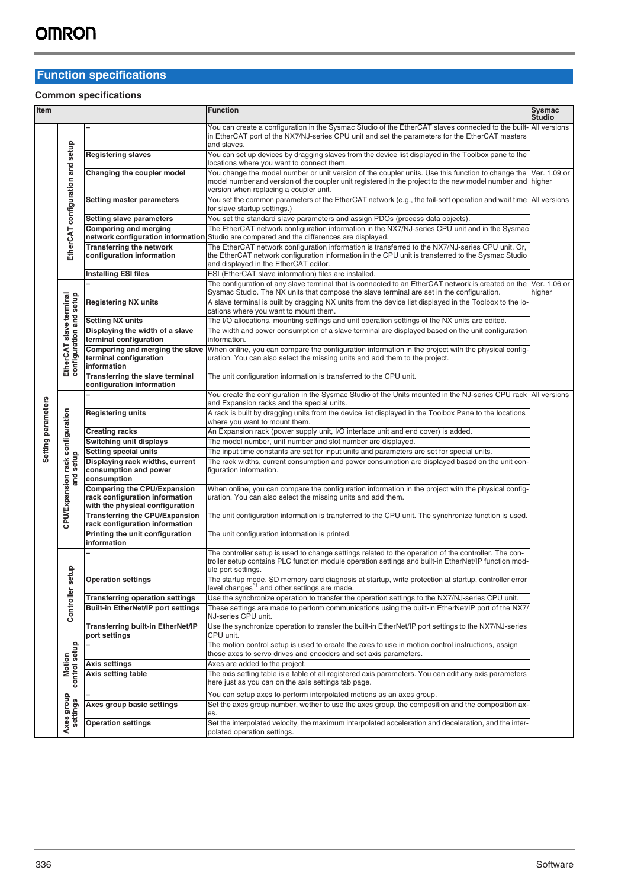## Function specifications

### Common specifications

| Item | | | Function | Sysmac Studio |
|---|---|---|---|---|
| Setting parameters | EtherCAT configuration and setup | – | You can create a configuration in the Sysmac Studio of the EtherCAT slaves connected to the built-in EtherCAT port of the NX7/NJ-series CPU unit and set the parameters for the EtherCAT masters and slaves. | All versions |
| | | Registering slaves | You can set up devices by dragging slaves from the device list displayed in the Toolbox pane to the locations where you want to connect them. | |
| | | Changing the coupler model | You change the model number or unit version of the coupler units. Use this function to change the model number and version of the coupler unit registered in the project to the new model number and version when replacing a coupler unit. | Ver. 1.09 or higher |
| | | Setting master parameters | You set the common parameters of the EtherCAT network (e.g., the fail-soft operation and wait time for slave startup settings.) | All versions |
| | | Setting slave parameters | You set the standard slave parameters and assign PDOs (process data objects). | |
| | | Comparing and merging network configuration information | The EtherCAT network configuration information in the NX7/NJ-series CPU unit and in the Sysmac Studio are compared and the differences are displayed. | |
| | | Transferring the network configuration information | The EtherCAT network configuration information is transferred to the NX7/NJ-series CPU unit. Or, the EtherCAT network configuration information in the CPU unit is transferred to the Sysmac Studio and displayed in the EtherCAT editor. | |
| | | Installing ESI files | ESI (EtherCAT slave information) files are installed. | |
| | EtherCAT slave terminal configuration and setup | – | The configuration of any slave terminal that is connected to an EtherCAT network is created on the Sysmac Studio. The NX units that compose the slave terminal are set in the configuration. | Ver. 1.06 or higher |
| | | Registering NX units | A slave terminal is built by dragging NX units from the device list displayed in the Toolbox to the locations where you want to mount them. | |
| | | Setting NX units | The I/O allocations, mounting settings and unit operation settings of the NX units are edited. | |
| | | Displaying the width of a slave terminal configuration | The width and power consumption of a slave terminal are displayed based on the unit configuration information. | |
| | | Comparing and merging the slave terminal configuration information | When online, you can compare the configuration information in the project with the physical configuration. You can also select the missing units and add them to the project. | |
| | | Transferring the slave terminal configuration information | The unit configuration information is transferred to the CPU unit. | |
| | CPU/Expansion rack configuration and setup | – | You create the configuration in the Sysmac Studio of the Units mounted in the NJ-series CPU rack and Expansion racks and the special units. | All versions |
| | | Registering units | A rack is built by dragging units from the device list displayed in the Toolbox Pane to the locations where you want to mount them. | |
| | | Creating racks | An Expansion rack (power supply unit, I/O interface unit and end cover) is added. | |
| | | Switching unit displays | The model number, unit number and slot number are displayed. | |
| | | Setting special units | The input time constants are set for input units and parameters are set for special units. | |
| | | Displaying rack widths, current consumption and power consumption | The rack widths, current consumption and power consumption are displayed based on the unit configuration information. | |
| | | Comparing the CPU/Expansion rack configuration information with the physical configuration | When online, you can compare the configuration information in the project with the physical configuration. You can also select the missing units and add them. | |
| | | Transferring the CPU/Expansion rack configuration information | The unit configuration information is transferred to the CPU unit. The synchronize function is used. | |
| | | Printing the unit configuration information | The unit configuration information is printed. | |
| | Controller setup | – | The controller setup is used to change settings related to the operation of the controller. The controller setup contains PLC function module operation settings and built-in EtherNet/IP function module port settings. | |
| | | Operation settings | The startup mode, SD memory card diagnosis at startup, write protection at startup, controller error level changes[*1] and other settings are made. | |
| | | Transferring operation settings | Use the synchronize operation to transfer the operation settings to the NX7/NJ-series CPU unit. | |
| | | Built-in EtherNet/IP port settings | These settings are made to perform communications using the built-in EtherNet/IP port of the NX7/NJ-series CPU unit. | |
| | | Transferring built-in EtherNet/IP port settings | Use the synchronize operation to transfer the built-in EtherNet/IP port settings to the NX7/NJ-series CPU unit. | |
| | Motion control setup | – | The motion control setup is used to create the axes to use in motion control instructions, assign those axes to servo drives and encoders and set axis parameters. | |
| | | Axis settings | Axes are added to the project. | |
| | | Axis setting table | The axis setting table is a table of all registered axis parameters. You can edit any axis parameters here just as you can on the axis settings tab page. | |
| | Axes group settings | – | You can setup axes to perform interpolated motions as an axes group. | |
| | | Axes group basic settings | Set the axes group number, wether to use the axes group, the composition and the composition axes. | |
| | | Operation settings | Set the interpolated velocity, the maximum interpolated acceleration and deceleration, and the interpolated operation settings. | |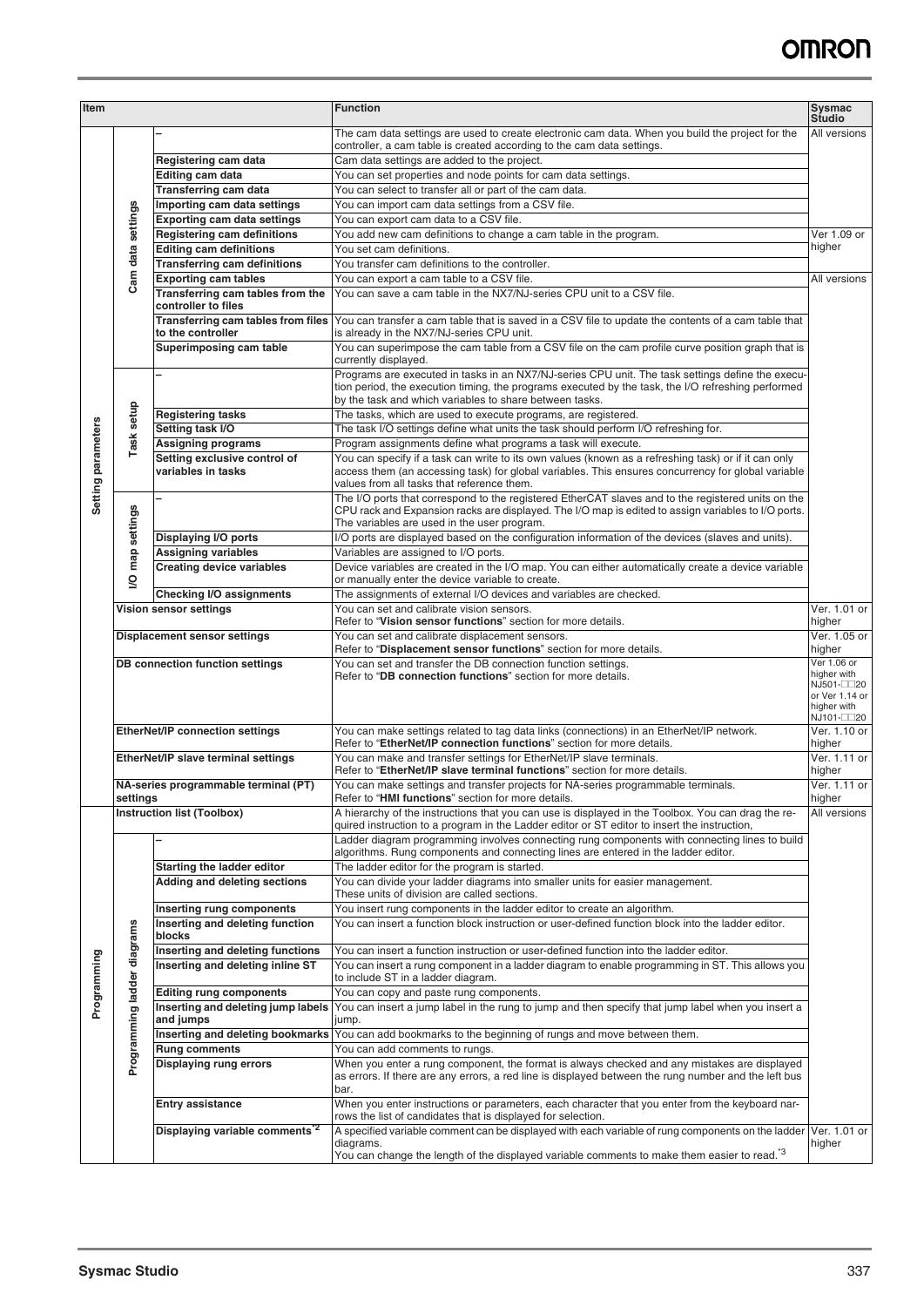| Item | | | Function | Sysmac Studio |
|---|---|---|---|---|
| Setting parameters | Cam data settings | – | The cam data settings are used to create electronic cam data. When you build the project for the controller, a cam table is created according to the cam data settings. | All versions |
| | | Registering cam data | Cam data settings are added to the project. | |
| | | Editing cam data | You set properties and node points for cam data settings. | |
| | | Transferring cam data | You can select to transfer all or part of the cam data. | |
| | | Importing cam data settings | You can import cam data settings from a CSV file. | |
| | | Exporting cam data settings | You can export cam data to a CSV file. | |
| | | Registering cam definitions | You add new cam definitions to change a cam table in the program. | Ver 1.09 or higher |
| | | Editing cam definitions | You set cam definitions. | |
| | | Transferring cam definitions | You transfer cam definitions to the controller. | |
| | | Exporting cam tables | You can export a cam table to a CSV file. | All versions |
| | | Transferring cam tables from the controller to files | You can save a cam table in the NX7/NJ-series CPU unit to a CSV file. | |
| | | Transferring cam tables from files to the controller | You can transfer a cam table that is saved in a CSV file to update the contents of a cam table that is already in the NX7/NJ-series CPU unit. | |
| | | Superimposing cam table | You can superimpose the cam table from a CSV file on the cam profile curve position graph that is currently displayed. | |
| | Task setup | – | Programs are executed in tasks in an NX7/NJ-series CPU unit. The task settings define the execution period, the execution timing, the programs executed by the task, the I/O refreshing performed by the task and which variables to share between tasks. | |
| | | Registering tasks | The tasks, which are used to execute programs, are registered. | |
| | | Setting task I/O | The task I/O settings define what units the task should perform I/O refreshing for. | |
| | | Assigning programs | Program assignments define what programs a task will execute. | |
| | | Setting exclusive control of variables in tasks | You can specify if a task can write to its own values (known as a refreshing task) or if it can only access them (an accessing task) for global variables. This ensures concurrency for global variable values from all tasks that reference them. | |
| | I/O map settings | – | The I/O ports that correspond to the registered EtherCAT slaves and to the registered units on the CPU rack and Expansion racks are displayed. The I/O map is edited to assign variables to I/O ports. The variables are used in the user program. | |
| | | Displaying I/O ports | I/O ports are displayed based on the configuration information of the devices (slaves and units). | |
| | | Assigning variables | Variables are assigned to I/O ports. | |
| | | Creating device variables | Device variables are created in the I/O map. You can either automatically create a device variable or manually enter the device variable to create. | |
| | | Checking I/O assignments | The assignments of external I/O devices and variables are checked. | |
| | Vision sensor settings | | You can set and calibrate vision sensors.<br>Refer to "**Vision sensor functions**" section for more details. | Ver. 1.01 or higher |
| | Displacement sensor settings | | You can set and calibrate displacement sensors.<br>Refer to "**Displacement sensor functions**" section for more details. | Ver. 1.05 or higher |
| | DB connection function settings | | You can set and transfer the DB connection function settings.<br>Refer to "**DB connection functions**" section for more details. | Ver 1.06 or higher with NJ501-□□20 or Ver 1.14 or higher with NJ101-□□20 |
| | EtherNet/IP connection settings | | You can make settings related to tag data links (connections) in an EtherNet/IP network.<br>Refer to "**EtherNet/IP connection functions**" section for more details. | Ver. 1.10 or higher |
| | EtherNet/IP slave terminal settings | | You can make and transfer settings for EtherNet/IP slave terminals.<br>Refer to "**EtherNet/IP slave terminal functions**" section for more details. | Ver. 1.11 or higher |
| | NA-series programmable terminal (PT) settings | | You can make settings and transfer projects for NA-series programmable terminals.<br>Refer to "**HMI functions**" section for more details. | Ver. 1.11 or higher |
| Programming | Instruction list (Toolbox) | | A hierarchy of the instructions that you can use is displayed in the Toolbox. You can drag the required instruction to a program in the Ladder editor or ST editor to insert the instruction, | All versions |
| | Programming ladder diagrams | – | Ladder diagram programming involves connecting rung components with connecting lines to build algorithms. Rung components and connecting lines are entered in the ladder editor. | |
| | | Starting the ladder editor | The ladder editor for the program is started. | |
| | | Adding and deleting sections | You can divide your ladder diagrams into smaller units for easier management.<br>These units of division are called sections. | |
| | | Inserting rung components | You insert rung components in the ladder editor to create an algorithm. | |
| | | Inserting and deleting function blocks | You can insert a function block instruction or user-defined function block into the ladder editor. | |
| | | Inserting and deleting functions | You can insert a function instruction or user-defined function into the ladder editor. | |
| | | Inserting and deleting inline ST | You can insert a rung component in a ladder diagram to enable programming in ST. This allows you to include ST in a ladder diagram. | |
| | | Editing rung components | You can copy and paste rung components. | |
| | | Inserting and deleting jump labels and jumps | You can insert a jump label in the rung to jump and then specify that jump label when you insert a jump. | |
| | | Inserting and deleting bookmarks | You can add bookmarks to the beginning of rungs and move between them. | |
| | | Rung comments | You can add comments to rungs. | |
| | | Displaying rung errors | When you enter a rung component, the format is always checked and any mistakes are displayed as errors. If there are any errors, a red line is displayed between the rung number and the left bus bar. | |
| | | Entry assistance | When you enter instructions or parameters, each character that you enter from the keyboard narrows the list of candidates that is displayed for selection. | |
| | | Displaying variable comments[*2] | A specified variable comment can be displayed with each variable of rung components on the ladder diagrams.<br>You can change the length of the displayed variable comments to make them easier to read.[*3] | Ver. 1.01 or higher |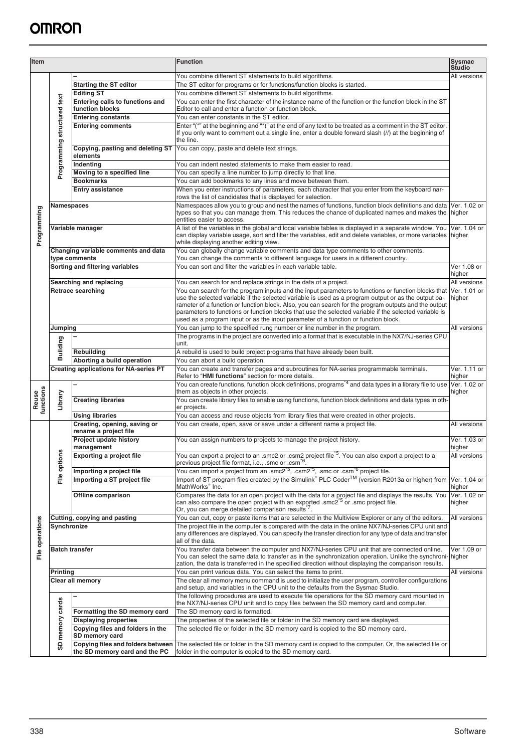| Item | | | Function | Sysmac Studio |
|---|---|---|---|---|
| Programming | Programming structured text | – | You combine different ST statements to build algorithms. | All versions |
| | | Starting the ST editor | The ST editor for programs or for functions/function blocks is started. | |
| | | Editing ST | You combine different ST statements to build algorithms. | |
| | | Entering calls to functions and function blocks | You can enter the first character of the instance name of the function or the function block in the ST Editor to call and enter a function or function block. | |
| | | Entering constants | You can enter constants in the ST editor. | |
| | | Entering comments | Enter "(*" at the beginning and "*)" at the end of any text to be treated as a comment in the ST editor. If you only want to comment out a single line, enter a double forward slash (//) at the beginning of the line. | |
| | | Copying, pasting and deleting ST elements | You can copy, paste and delete text strings. | |
| | | Indenting | You can indent nested statements to make them easier to read. | |
| | | Moving to a specified line | You can specify a line number to jump directly to that line. | |
| | | Bookmarks | You can add bookmarks to any lines and move between them. | |
| | | Entry assistance | When you enter instructions of parameters, each character that you enter from the keyboard narrows the list of candidates that is displayed for selection. | |
| | Namespaces | | Namespaces allow you to group and nest the names of functions, function block definitions and data types so that you can manage them. This reduces the chance of duplicated names and makes the entities easier to access. | Ver. 1.02 or higher |
| | Variable manager | | A list of the variables in the global and local variable tables is displayed in a separate window. You can display variable usage, sort and filter the variables, edit and delete variables, or more variables while displaying another editing view. | Ver. 1.04 or higher |
| | Changing variable comments and data type comments | | You can globally change variable comments and data type comments to other comments. You can change the comments to different language for users in a different country. | |
| | Sorting and filtering variables | | You can sort and filter the variables in each variable table. | Ver 1.08 or higher |
| | Searching and replacing | | You can search for and replace strings in the data of a project. | All versions |
| | Retrace searching | | You can search for the program inputs and the input parameters to functions or function blocks that use the selected variable if the selected variable is used as a program output or as the output parameter of a function or function block. Also, you can search for the program outputs and the output parameters to functions or function blocks that use the selected variable if the selected variable is used as a program input or as the input parameter of a function or function block. | Ver. 1.01 or higher |
| | Jumping | | You can jump to the specified rung number or line number in the program. | All versions |
| | Building | – | The programs in the project are converted into a format that is executable in the NX7/NJ-series CPU unit. | |
| | | Rebuilding | A rebuild is used to build project programs that have already been built. | |
| | | Aborting a build operation | You can abort a build operation. | |
| | Creating applications for NA-series PT | | You can create and transfer pages and subroutines for NA-series programmable terminals. Refer to "**HMI functions**" section for more details. | Ver. 1.11 or higher |
| Reuse functions | Library | – | You can create functions, function block definitions, programs[*4] and data types in a library file to use them as objects in other projects. | Ver. 1.02 or higher |
| | | Creating libraries | You can create library files to enable using functions, function block definitions and data types in other projects. | |
| | | Using libraries | You can access and reuse objects from library files that were created in other projects. | |
| File operations | File options | Creating, opening, saving or rename a project file | You can create, open, save or save under a different name a project file. | All versions |
| | | Project update history management | You can assign numbers to projects to manage the project history. | Ver. 1.03 or higher |
| | | Exporting a project file | You can export a project to an .smc2 or .csm2 project file[*5]. You can also export a project to a previous project file format, i.e., .smc or .csm[*6]. | All versions |
| | | Importing a project file | You can import a project from an .smc2[*5], .csm2[*5], .smc or .csm[*6] project file. | |
| | | Importing a ST project file | Import of ST program files created by the Simulink® PLC Coder™ (version R2013a or higher) from MathWorks® Inc. | Ver. 1.04 or higher |
| | | Offline comparison | Compares the data for an open project with the data for a project file and displays the results. You can also compare the open project with an exported .smc2[*5] or .smc project file. Or, you can merge detailed comparison results[*7]. | Ver. 1.02 or higher |
| | Cutting, copying and pasting | | You can cut, copy or paste items that are selected in the Multiview Explorer or any of the editors. | All versions |
| | Synchronize | | The project file in the computer is compared with the data in the online NX7/NJ-series CPU unit and any differences are displayed. You can specify the transfer direction for any type of data and transfer all of the data. | |
| | Batch transfer | | You transfer data between the computer and NX7/NJ-series CPU unit that are connected online. You can select the same data to transfer as in the synchronization operation. Unlike the synchronization, the data is transferred in the specified direction without displaying the comparison results. | Ver 1.09 or higher |
| | Printing | | You can print various data. You can select the items to print. | All versions |
| | Clear all memory | | The clear all memory menu command is used to initialize the user program, controller configurations and setup, and variables in the CPU unit to the defaults from the Sysmac Studio. | |
| | SD memory cards | – | The following procedures are used to execute file operations for the SD memory card mounted in the NX7/NJ-series CPU unit and to copy files between the SD memory card and computer. | |
| | | Formatting the SD memory card | The SD memory card is formatted. | |
| | | Displaying properties | The properties of the selected file or folder in the SD memory card are displayed. | |
| | | Copying files and folders in the SD memory card | The selected file or folder in the SD memory card is copied to the SD memory card. | |
| | | Copying files and folders between the SD memory card and the PC | The selected file or folder in the SD memory card is copied to the computer. Or, the selected file or folder in the computer is copied to the SD memory card. | |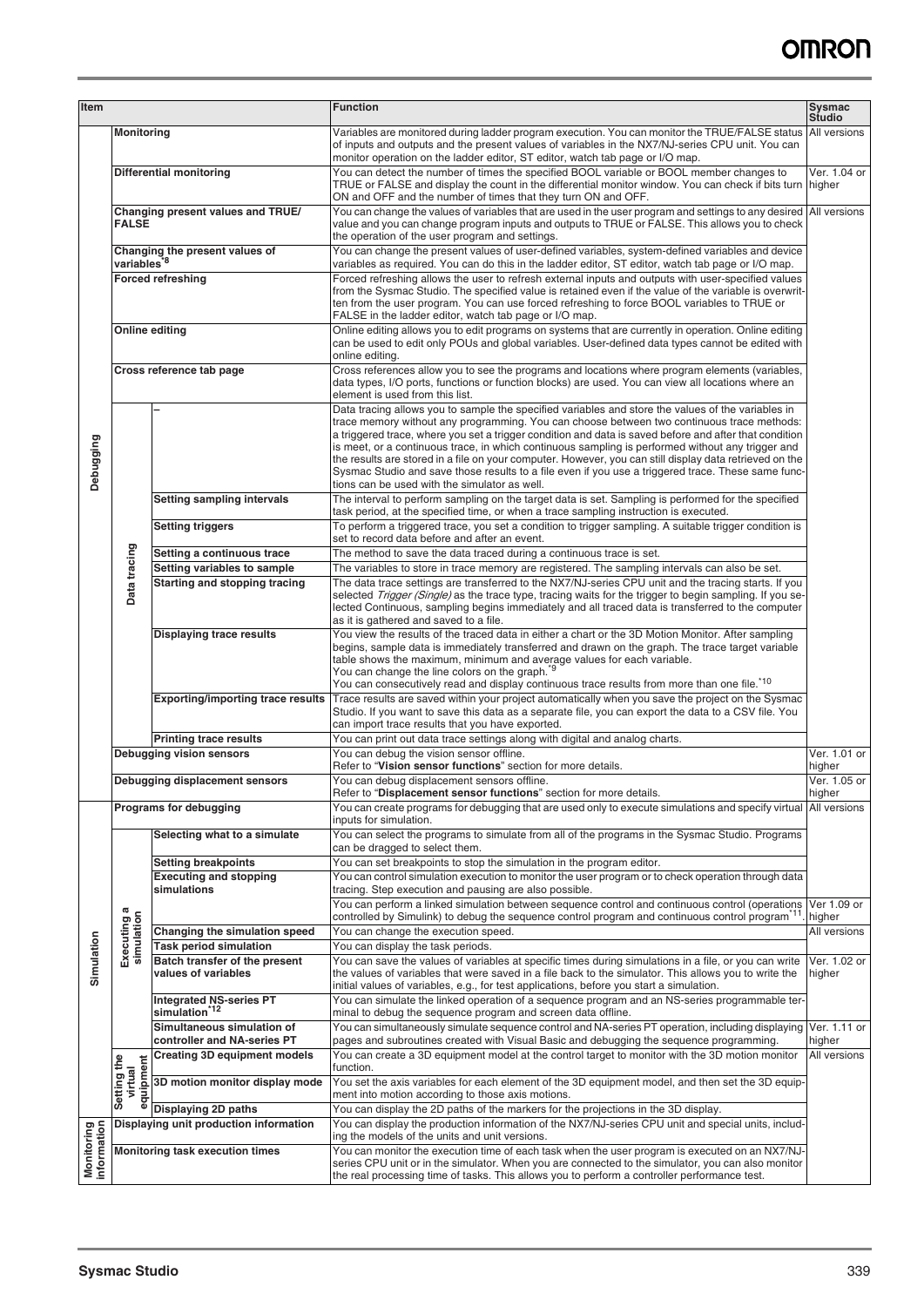| Item | | | Function | Sysmac Studio |
|---|---|---|---|---|
| Debugging | Monitoring | | Variables are monitored during ladder program execution. You can monitor the TRUE/FALSE status of inputs and outputs and the present values of variables in the NX7/NJ-series CPU unit. You can monitor operation on the ladder editor, ST editor, watch tab page or I/O map. | All versions |
| | Differential monitoring | | You can detect the number of times the specified BOOL variable or BOOL member changes to TRUE or FALSE and display the count in the differential monitor window. You can check if bits turn ON and OFF and the number of times that they turn ON and OFF. | Ver. 1.04 or higher |
| | Changing present values and TRUE/FALSE | | You can change the values of variables that are used in the user program and settings to any desired value and you can change program inputs and outputs to TRUE or FALSE. This allows you to check the operation of the user program and settings. | All versions |
| | Changing the present values of variables[*8] | | You can change the present values of user-defined variables, system-defined variables and device variables as required. You can do this in the ladder editor, ST editor, watch tab page or I/O map. | |
| | Forced refreshing | | Forced refreshing allows the user to refresh external inputs and outputs with user-specified values from the Sysmac Studio. The specified value is retained even if the value of the variable is overwritten from the user program. You can use forced refreshing to force BOOL variables to TRUE or FALSE in the ladder editor, watch tab page or I/O map. | |
| | Online editing | | Online editing allows you to edit programs on systems that are currently in operation. Online editing can be used to edit only POUs and global variables. User-defined data types cannot be edited with online editing. | |
| | Cross reference tab page | | Cross references allow you to see the programs and locations where program elements (variables, data types, I/O ports, functions or function blocks) are used. You can view all locations where an element is used from this list. | |
| | Data tracing | – | Data tracing allows you to sample the specified variables and store the values of the variables in trace memory without any programming. You can choose between two continuous trace methods: a triggered trace, where you set a trigger condition and data is saved before and after that condition is met, or a continuous trace, in which continuous sampling is performed without any trigger and the results are stored in a file on your computer. However, you can still display data retrieved on the Sysmac Studio and save those results to a file even if you use a triggered trace. These same functions can be used with the simulator as well. | |
| | | Setting sampling intervals | The interval to perform sampling on the target data is set. Sampling is performed for the specified task period, at the specified time, or when a trace sampling instruction is executed. | |
| | | Setting triggers | To perform a triggered trace, you set a condition to trigger sampling. A suitable trigger condition is set to record data before and after an event. | |
| | | Setting a continuous trace | The method to save the data traced during a continuous trace is set. | |
| | | Setting variables to sample | The variables to store in trace memory are registered. The sampling intervals can also be set. | |
| | | Starting and stopping tracing | The data trace settings are transferred to the NX7/NJ-series CPU unit and the tracing starts. If you selected *Trigger (Single)* as the trace type, tracing waits for the trigger to begin sampling. If you selected Continuous, sampling begins immediately and all traced data is transferred to the computer as it is gathered and saved to a file. | |
| | | Displaying trace results | You view the results of the traced data in either a chart or the 3D Motion Monitor. After sampling begins, sample data is immediately transferred and drawn on the graph. The trace target variable table shows the maximum, minimum and average values for each variable.<br>You can change the line colors on the graph.[*9]<br>You can consecutively read and display continuous trace results from more than one file.[*10] | |
| | | Exporting/importing trace results | Trace results are saved within your project automatically when you save the project on the Sysmac Studio. If you want to save this data as a separate file, you can export the data to a CSV file. You can import trace results that you have exported. | |
| | | Printing trace results | You can print out data trace settings along with digital and analog charts. | |
| | Debugging vision sensors | | You can debug the vision sensor offline.<br>Refer to "**Vision sensor functions**" section for more details. | Ver. 1.01 or higher |
| | Debugging displacement sensors | | You can debug displacement sensors offline.<br>Refer to "**Displacement sensor functions**" section for more details. | Ver. 1.05 or higher |
| Simulation | Programs for debugging | | You can create programs for debugging that are used only to execute simulations and specify virtual inputs for simulation. | All versions |
| | Executing a simulation | Selecting what to a simulate | You can select the programs to simulate from all of the programs in the Sysmac Studio. Programs can be dragged to select them. | |
| | | Setting breakpoints | You can set breakpoints to stop the simulation in the program editor. | |
| | | Executing and stopping simulations | You can control simulation execution to monitor the user program or to check operation through data tracing. Step execution and pausing are also possible. | |
| | | | You can perform a linked simulation between sequence control and continuous control (operations controlled by Simulink) to debug the sequence control program and continuous control program[*11]. | Ver 1.09 or higher |
| | | Changing the simulation speed | You can change the execution speed. | All versions |
| | | Task period simulation | You can display the task periods. | |
| | | Batch transfer of the present values of variables | You can save the values of variables at specific times during simulations in a file, or you can write the values of variables that were saved in a file back to the simulator. This allows you to write the initial values of variables, e.g., for test applications, before you start a simulation. | Ver. 1.02 or higher |
| | | Integrated NS-series PT simulation[*12] | You can simulate the linked operation of a sequence program and an NS-series programmable terminal to debug the sequence program and screen data offline. | |
| | | Simultaneous simulation of controller and NA-series PT | You can simultaneously simulate sequence control and NA-series PT operation, including displaying pages and subroutines created with Visual Basic and debugging the sequence programming. | Ver. 1.11 or higher |
| | Setting the virtual equipment | Creating 3D equipment models | You can create a 3D equipment model at the control target to monitor with the 3D motion monitor function. | All versions |
| | | 3D motion monitor display mode | You set the axis variables for each element of the 3D equipment model, and then set the 3D equipment into motion according to those axis motions. | |
| | | Displaying 2D paths | You can display the 2D paths of the markers for the projections in the 3D display. | |
| Monitoring information | Displaying unit production information | | You can display the production information of the NX7/NJ-series CPU unit and special units, including the models of the units and unit versions. | |
| | Monitoring task execution times | | You can monitor the execution time of each task when the user program is executed on an NX7/NJ-series CPU unit or in the simulator. When you are connected to the simulator, you can also monitor the real processing time of tasks. This allows you to perform a controller performance test. | |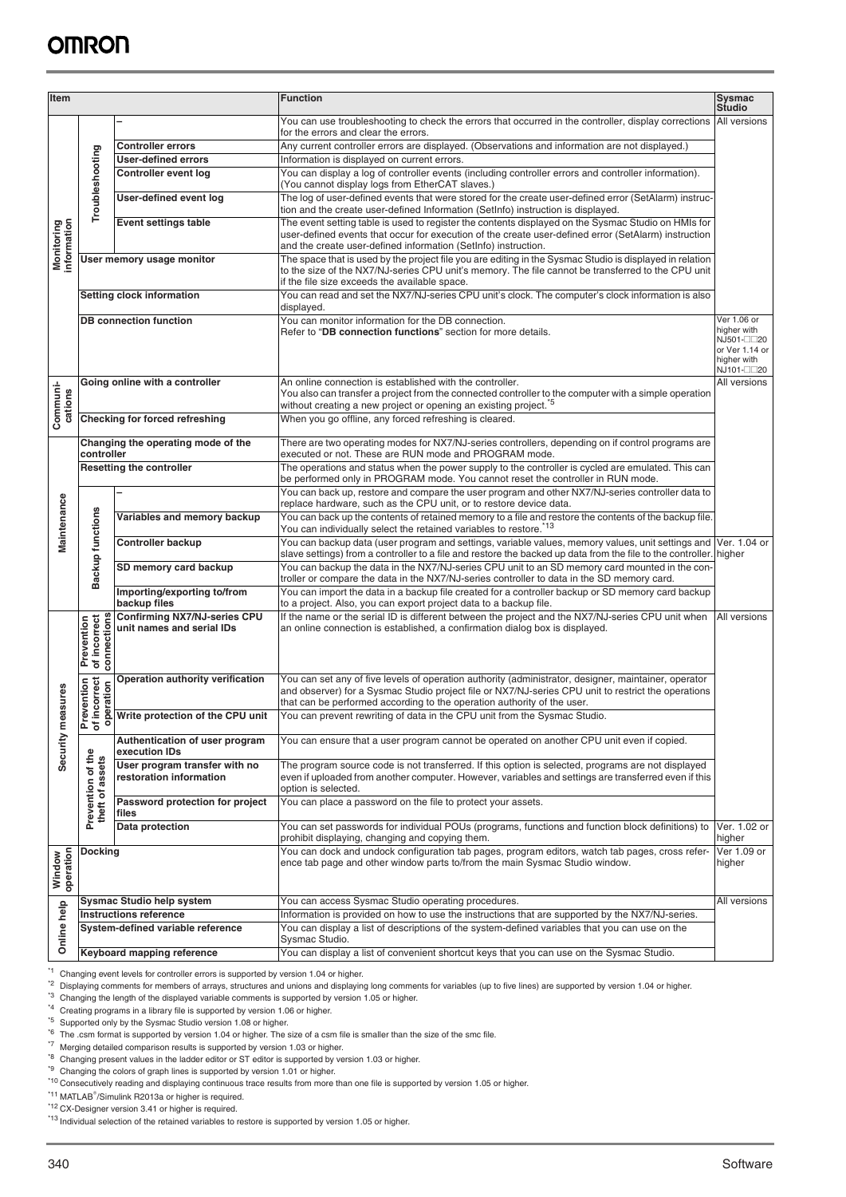| Item | | | Function | Sysmac Studio |
|---|---|---|---|---|
| Monitoring information | Troubleshooting | – | You can use troubleshooting to check the errors that occurred in the controller, display corrections for the errors and clear the errors. | All versions |
| | | Controller errors | Any current controller errors are displayed. (Observations and information are not displayed.) | |
| | | User-defined errors | Information is displayed on current errors. | |
| | | Controller event log | You can display a log of controller events (including controller errors and controller information). (You cannot display logs from EtherCAT slaves.) | |
| | | User-defined event log | The log of user-defined events that were stored for the create user-defined error (SetAlarm) instruction and the create user-defined Information (SetInfo) instruction is displayed. | |
| | | Event settings table | The event setting table is used to register the contents displayed on the Sysmac Studio on HMIs for user-defined events that occur for execution of the create user-defined error (SetAlarm) instruction and the create user-defined information (SetInfo) instruction. | |
| | User memory usage monitor | | The space that is used by the project file you are editing in the Sysmac Studio is displayed in relation to the size of the NX7/NJ-series CPU unit's memory. The file cannot be transferred to the CPU unit if the file size exceeds the available space. | |
| | Setting clock information | | You can read and set the NX7/NJ-series CPU unit's clock. The computer's clock information is also displayed. | |
| | DB connection function | | You can monitor information for the DB connection. Refer to "**DB connection functions**" section for more details. | Ver 1.06 or higher with NJ501-□□20 or Ver 1.14 or higher with NJ101-□□20 |
| Communi-cations | Going online with a controller | | An online connection is established with the controller. You also can transfer a project from the connected controller to the computer with a simple operation without creating a new project or opening an existing project.[*5] | All versions |
| | Checking for forced refreshing | | When you go offline, any forced refreshing is cleared. | |
| Maintenance | Changing the operating mode of the controller | | There are two operating modes for NX7/NJ-series controllers, depending on if control programs are executed or not. These are RUN mode and PROGRAM mode. | |
| | Resetting the controller | | The operations and status when the power supply to the controller is cycled are emulated. This can be performed only in PROGRAM mode. You cannot reset the controller in RUN mode. | |
| | Backup functions | – | You can back up, restore and compare the user program and other NX7/NJ-series controller data to replace hardware, such as the CPU unit, or to restore device data. | |
| | | Variables and memory backup | You can back up the contents of retained memory to a file and restore the contents of the backup file. You can individually select the retained variables to restore.[*13] | |
| | | Controller backup | You can backup data (user program and settings, variable values, memory values, unit settings and slave settings) from a controller to a file and restore the backed up data from the file to the controller. | Ver. 1.04 or higher |
| | | SD memory card backup | You can backup the data in the NX7/NJ-series CPU unit to an SD memory card mounted in the controller or compare the data in the NX7/NJ-series controller to data in the SD memory card. | |
| | | Importing/exporting to/from backup files | You can import the data in a backup file created for a controller backup or SD memory card backup to a project. Also, you can export project data to a backup file. | |
| Security measures | Prevention of incorrect connections | Confirming NX7/NJ-series CPU unit names and serial IDs | If the name or the serial ID is different between the project and the NX7/NJ-series CPU unit when an online connection is established, a confirmation dialog box is displayed. | All versions |
| | Prevention of incorrect operation | Operation authority verification | You can set any of five levels of operation authority (administrator, designer, maintainer, operator and observer) for a Sysmac Studio project file or NX7/NJ-series CPU unit to restrict the operations that can be performed according to the operation authority of the user. | |
| | | Write protection of the CPU unit | You can prevent rewriting of data in the CPU unit from the Sysmac Studio. | |
| | Prevention of the theft of assets | Authentication of user program execution IDs | You can ensure that a user program cannot be operated on another CPU unit even if copied. | |
| | | User program transfer with no restoration information | The program source code is not transferred. If this option is selected, programs are not displayed even if uploaded from another computer. However, variables and settings are transferred even if this option is selected. | |
| | | Password protection for project files | You can place a password on the file to protect your assets. | |
| | | Data protection | You can set passwords for individual POUs (programs, functions and function block definitions) to prohibit displaying, changing and copying them. | Ver. 1.02 or higher |
| Window operation | Docking | | You can dock and undock configuration tab pages, program editors, watch tab pages, cross reference tab page and other window parts to/from the main Sysmac Studio window. | Ver 1.09 or higher |
| Online help | Sysmac Studio help system | | You can access Sysmac Studio operating procedures. | All versions |
| | Instructions reference | | Information is provided on how to use the instructions that are supported by the NX7/NJ-series. | |
| | System-defined variable reference | | You can display a list of descriptions of the system-defined variables that you can use on the Sysmac Studio. | |
| | Keyboard mapping reference | | You can display a list of convenient shortcut keys that you can use on the Sysmac Studio. | |

[*1] Changing event levels for controller errors is supported by version 1.04 or higher.
[*2] Displaying comments for members of arrays, structures and unions and displaying long comments for variables (up to five lines) are supported by version 1.04 or higher.
[*3] Changing the length of the displayed variable comments is supported by version 1.05 or higher.
[*4] Creating programs in a library file is supported by version 1.06 or higher.
[*5] Supported only by the Sysmac Studio version 1.08 or higher.
[*6] The .csm format is supported by version 1.04 or higher. The size of a csm file is smaller than the size of the smc file.
[*7] Merging detailed comparison results is supported by version 1.03 or higher.
[*8] Changing present values in the ladder editor or ST editor is supported by version 1.03 or higher.
[*9] Changing the colors of graph lines is supported by version 1.01 or higher.
[*10] Consecutively reading and displaying continuous trace results from more than one file is supported by version 1.05 or higher.
[*11] MATLAB®/Simulink R2013a or higher is required.
[*12] CX-Designer version 3.41 or higher is required.
[*13] Individual selection of the retained variables to restore is supported by version 1.05 or higher.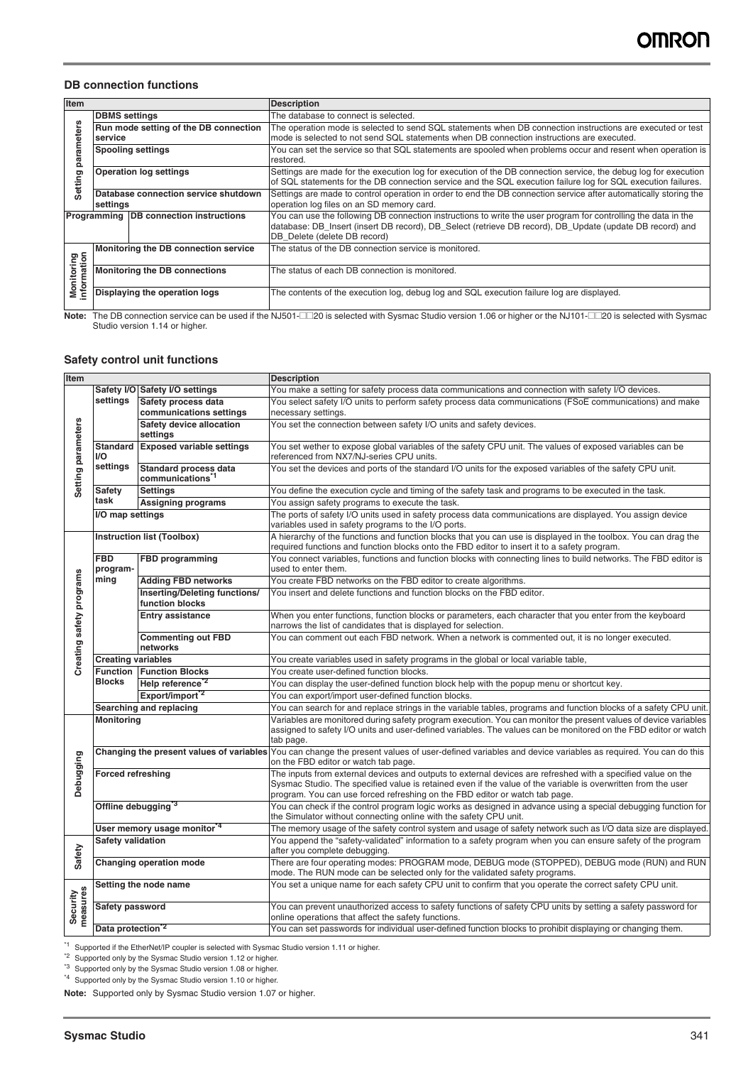## DB connection functions

| Item | | | Description |
|---|---|---|---|
| Setting parameters | DBMS settings | | The database to connect is selected. |
| | Run mode setting of the DB connection service | | The operation mode is selected to send SQL statements when DB connection instructions are executed or test mode is selected to not send SQL statements when DB connection instructions are executed. |
| | Spooling settings | | You can set the service so that SQL statements are spooled when problems occur and resent when operation is restored. |
| | Operation log settings | | Settings are made for the execution log for execution of the DB connection service, the debug log for execution of SQL statements for the DB connection service and the SQL execution failure log for SQL execution failures. |
| | Database connection service shutdown settings | | Settings are made to control operation in order to end the DB connection service after automatically storing the operation log files on an SD memory card. |
| Programming | | DB connection instructions | You can use the following DB connection instructions to write the user program for controlling the data in the database: DB_Insert (insert DB record), DB_Select (retrieve DB record), DB_Update (update DB record) and DB_Delete (delete DB record) |
| Monitoring information | Monitoring the DB connection service | | The status of the DB connection service is monitored. |
| | Monitoring the DB connections | | The status of each DB connection is monitored. |
| | Displaying the operation logs | | The contents of the execution log, debug log and SQL execution failure log are displayed. |

**Note:** The DB connection service can be used if the NJ501-□□20 is selected with Sysmac Studio version 1.06 or higher or the NJ101-□□20 is selected with Sysmac Studio version 1.14 or higher.

## Safety control unit functions

| Item | | | Description |
|---|---|---|---|
| Setting parameters | Safety I/O settings | Safety I/O settings | You make a setting for safety process data communications and connection with safety I/O devices. |
| | | Safety process data communications settings | You select safety I/O units to perform safety process data communications (FSoE communications) and make necessary settings. |
| | | Safety device allocation settings | You set the connection between safety I/O units and safety devices. |
| | Standard I/O settings | Exposed variable settings | You set wether to expose global variables of the safety CPU unit. The values of exposed variables can be referenced from NX7/NJ-series CPU units. |
| | | Standard process data communications[*1] | You set the devices and ports of the standard I/O units for the exposed variables of the safety CPU unit. |
| | Safety task | Settings | You define the execution cycle and timing of the safety task and programs to be executed in the task. |
| | | Assigning programs | You assign safety programs to execute the task. |
| | I/O map settings | | The ports of safety I/O units used in safety process data communications are displayed. You assign device variables used in safety programs to the I/O ports. |
| Creating safety programs | Instruction list (Toolbox) | | A hierarchy of the functions and function blocks that you can use is displayed in the toolbox. You can drag the required functions and function blocks onto the FBD editor to insert it to a safety program. |
| | FBD programming | FBD programming | You connect variables, functions and function blocks with connecting lines to build networks. The FBD editor is used to enter them. |
| | | Adding FBD networks | You create FBD networks on the FBD editor to create algorithms. |
| | | Inserting/Deleting functions/ function blocks | You insert and delete functions and function blocks on the FBD editor. |
| | | Entry assistance | When you enter functions, function blocks or parameters, each character that you enter from the keyboard narrows the list of candidates that is displayed for selection. |
| | | Commenting out FBD networks | You can comment out each FBD network. When a network is commented out, it is no longer executed. |
| | Creating variables | | You create variables used in safety programs in the global or local variable table, |
| | Function Blocks | Function Blocks | You create user-defined function blocks. |
| | | Help reference[*2] | You can display the user-defined function block help with the popup menu or shortcut key. |
| | | Export/import[*2] | You can export/import user-defined function blocks. |
| | Searching and replacing | | You can search for and replace strings in the variable tables, programs and function blocks of a safety CPU unit. |
| Debugging | Monitoring | | Variables are monitored during safety program execution. You can monitor the present values of device variables assigned to safety I/O units and user-defined variables. The values can be monitored on the FBD editor or watch tab page. |
| | Changing the present values of variables | | You can change the present values of user-defined variables and device variables as required. You can do this on the FBD editor or watch tab page. |
| | Forced refreshing | | The inputs from external devices and outputs to external devices are refreshed with a specified value on the Sysmac Studio. The specified value is retained even if the value of the variable is overwritten from the user program. You can use forced refreshing on the FBD editor or watch tab page. |
| | Offline debugging[*3] | | You can check if the control program logic works as designed in advance using a special debugging function for the Simulator without connecting online with the safety CPU unit. |
| | User memory usage monitor[*4] | | The memory usage of the safety control system and usage of safety network such as I/O data size are displayed. |
| Safety | Safety validation | | You append the "safety-validated" information to a safety program when you can ensure safety of the program after you complete debugging. |
| | Changing operation mode | | There are four operating modes: PROGRAM mode, DEBUG mode (STOPPED), DEBUG mode (RUN) and RUN mode. The RUN mode can be selected only for the validated safety programs. |
| Security measures | Setting the node name | | You set a unique name for each safety CPU unit to confirm that you operate the correct safety CPU unit. |
| | Safety password | | You can prevent unauthorized access to safety functions of safety CPU units by setting a safety password for online operations that affect the safety functions. |
| | Data protection[*2] | | You can set passwords for individual user-defined function blocks to prohibit displaying or changing them. |

*1 Supported if the EtherNet/IP coupler is selected with Sysmac Studio version 1.11 or higher.

*2 Supported only by the Sysmac Studio version 1.12 or higher.

*3 Supported only by the Sysmac Studio version 1.08 or higher.

*4 Supported only by the Sysmac Studio version 1.10 or higher.

**Note:** Supported only by Sysmac Studio version 1.07 or higher.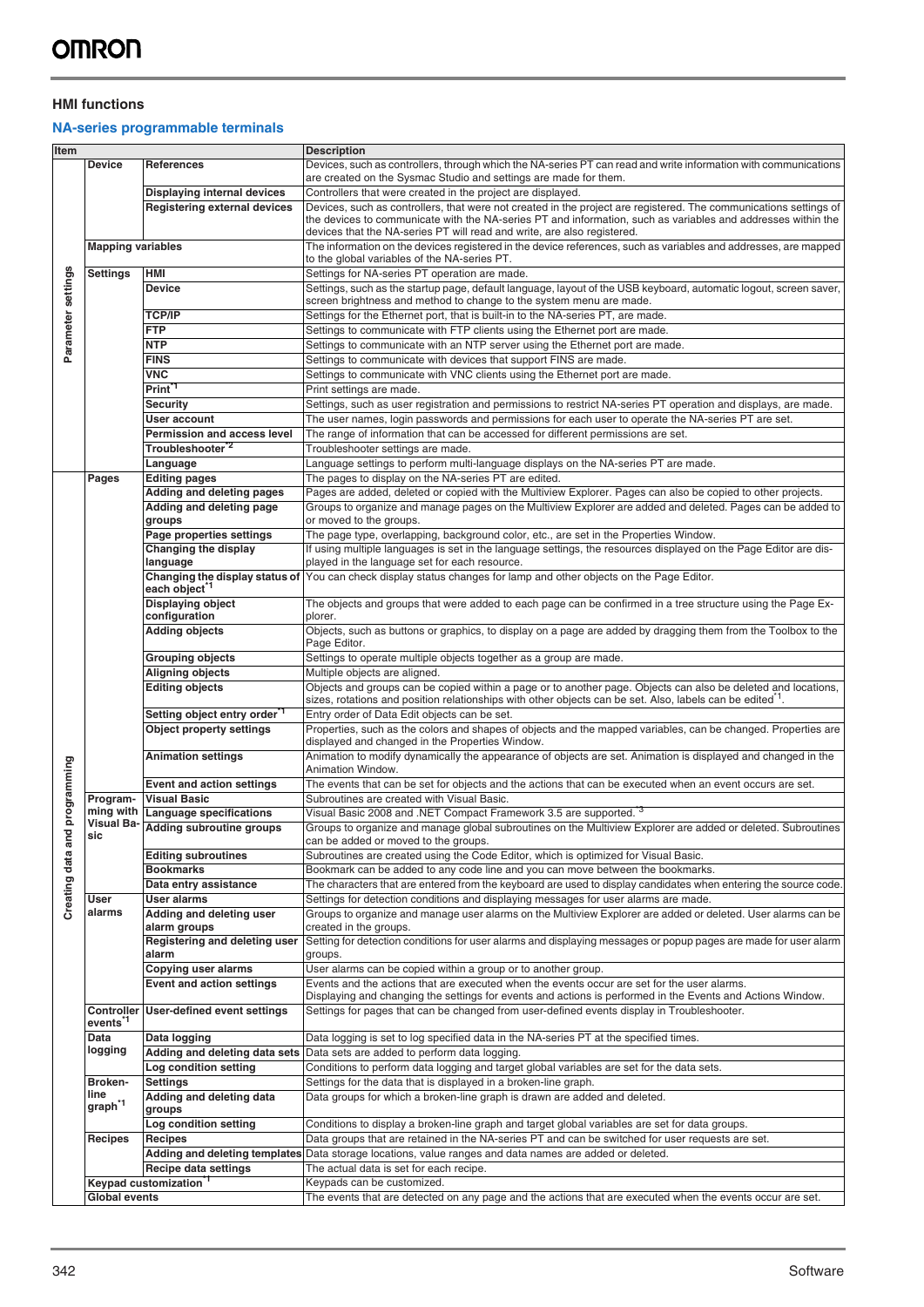### HMI functions

#### NA-series programmable terminals

| Item | | | Description |
|---|---|---|---|
| Parameter settings | Device | References | Devices, such as controllers, through which the NA-series PT can read and write information with communications are created on the Sysmac Studio and settings are made for them. |
| | | Displaying internal devices | Controllers that were created in the project are displayed. |
| | | Registering external devices | Devices, such as controllers, that were not created in the project are registered. The communications settings of the devices to communicate with the NA-series PT and information, such as variables and addresses within the devices that the NA-series PT will read and write, are also registered. |
| | Mapping variables | | The information on the devices registered in the device references, such as variables and addresses, are mapped to the global variables of the NA-series PT. |
| | Settings | HMI | Settings for NA-series PT operation are made. |
| | | Device | Settings, such as the startup page, default language, layout of the USB keyboard, automatic logout, screen saver, screen brightness and method to change to the system menu are made. |
| | | TCP/IP | Settings for the Ethernet port, that is built-in to the NA-series PT, are made. |
| | | FTP | Settings to communicate with FTP clients using the Ethernet port are made. |
| | | NTP | Settings to communicate with an NTP server using the Ethernet port are made. |
| | | FINS | Settings to communicate with devices that support FINS are made. |
| | | VNC | Settings to communicate with VNC clients using the Ethernet port are made. |
| | | Print[*1] | Print settings are made. |
| | | Security | Settings, such as user registration and permissions to restrict NA-series PT operation and displays, are made. |
| | | User account | The user names, login passwords and permissions for each user to operate the NA-series PT are set. |
| | | Permission and access level | The range of information that can be accessed for different permissions are set. |
| | | Troubleshooter[*2] | Troubleshooter settings are made. |
| | | Language | Language settings to perform multi-language displays on the NA-series PT are made. |
| Creating data and programming | Pages | Editing pages | The pages to display on the NA-series PT are edited. |
| | | Adding and deleting pages | Pages are added, deleted or copied with the Multiview Explorer. Pages can also be copied to other projects. |
| | | Adding and deleting page groups | Groups to organize and manage pages on the Multiview Explorer are added and deleted. Pages can be added to or moved to the groups. |
| | | Page properties settings | The page type, overlapping, background color, etc., are set in the Properties Window. |
| | | Changing the display language | If using multiple languages is set in the language settings, the resources displayed on the Page Editor are displayed in the language set for each resource. |
| | | Changing the display status of each object[*1] | You can check display status changes for lamp and other objects on the Page Editor. |
| | | Displaying object configuration | The objects and groups that were added to each page can be confirmed in a tree structure using the Page Explorer. |
| | | Adding objects | Objects, such as buttons or graphics, to display on a page are added by dragging them from the Toolbox to the Page Editor. |
| | | Grouping objects | Settings to operate multiple objects together as a group are made. |
| | | Aligning objects | Multiple objects are aligned. |
| | | Editing objects | Objects and groups can be copied within a page or to another page. Objects can also be deleted and locations, sizes, rotations and position relationships with other objects can be set. Also, labels can be edited[*1]. |
| | | Setting object entry order[*1] | Entry order of Data Edit objects can be set. |
| | | Object property settings | Properties, such as the colors and shapes of objects and the mapped variables, can be changed. Properties are displayed and changed in the Properties Window. |
| | | Animation settings | Animation to modify dynamically the appearance of objects are set. Animation is displayed and changed in the Animation Window. |
| | | Event and action settings | The events that can be set for objects and the actions that can be executed when an event occurs are set. |
| | Programming with Visual Basic | Visual Basic | Subroutines are created with Visual Basic. |
| | | Language specifications | Visual Basic 2008 and .NET Compact Framework 3.5 are supported.[*3] |
| | | Adding subroutine groups | Groups to organize and manage global subroutines on the Multiview Explorer are added or deleted. Subroutines can be added or moved to the groups. |
| | | Editing subroutines | Subroutines are created using the Code Editor, which is optimized for Visual Basic. |
| | | Bookmarks | Bookmark can be added to any code line and you can move between the bookmarks. |
| | | Data entry assistance | The characters that are entered from the keyboard are used to display candidates when entering the source code. |
| | User alarms | User alarms | Settings for detection conditions and displaying messages for user alarms are made. |
| | | Adding and deleting user alarm groups | Groups to organize and manage user alarms on the Multiview Explorer are added or deleted. User alarms can be created in the groups. |
| | | Registering and deleting user alarm | Setting for detection conditions for user alarms and displaying messages or popup pages are made for user alarm groups. |
| | | Copying user alarms | User alarms can be copied within a group or to another group. |
| | | Event and action settings | Events and the actions that are executed when the events occur are set for the user alarms.<br>Displaying and changing the settings for events and actions is performed in the Events and Actions Window. |
| | Controller events[*1] | User-defined event settings | Settings for pages that can be changed from user-defined events display in Troubleshooter. |
| | Data logging | Data logging | Data logging is set to log specified data in the NA-series PT at the specified times. |
| | | Adding and deleting data sets | Data sets are added to perform data logging. |
| | | Log condition setting | Conditions to perform data logging and target global variables are set for the data sets. |
| | Broken-line graph[*1] | Settings | Settings for the data that is displayed in a broken-line graph. |
| | | Adding and deleting data groups | Data groups for which a broken-line graph is drawn are added and deleted. |
| | | Log condition setting | Conditions to display a broken-line graph and target global variables are set for data groups. |
| | Recipes | Recipes | Data groups that are retained in the NA-series PT and can be switched for user requests are set. |
| | | Adding and deleting templates | Data storage locations, value ranges and data names are added or deleted. |
| | | Recipe data settings | The actual data is set for each recipe. |
| | Keypad customization[*1] | | Keypads can be customized. |
| | Global events | | The events that are detected on any page and the actions that are executed when the events occur are set. |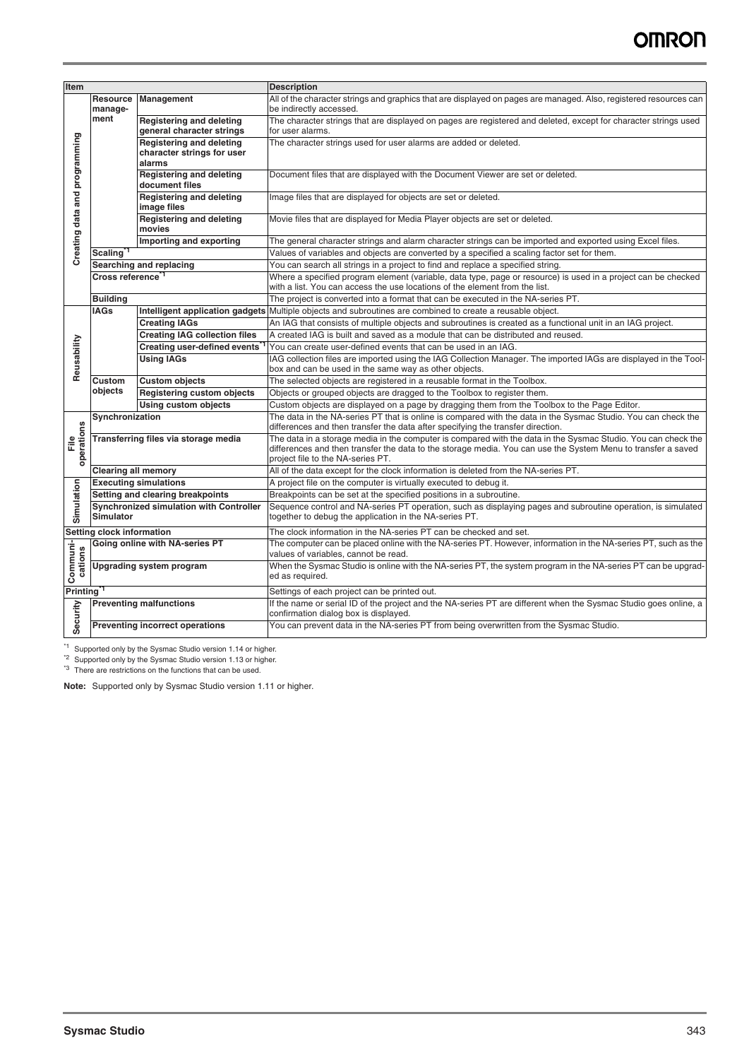| Item | | | Description |
|---|---|---|---|
| Creating data and programming | Resource management | Management | All of the character strings and graphics that are displayed on pages are managed. Also, registered resources can be indirectly accessed. |
| | | Registering and deleting general character strings | The character strings that are displayed on pages are registered and deleted, except for character strings used for user alarms. |
| | | Registering and deleting character strings for user alarms | The character strings used for user alarms are added or deleted. |
| | | Registering and deleting document files | Document files that are displayed with the Document Viewer are set or deleted. |
| | | Registering and deleting image files | Image files that are displayed for objects are set or deleted. |
| | | Registering and deleting movies | Movie files that are displayed for Media Player objects are set or deleted. |
| | | Importing and exporting | The general character strings and alarm character strings can be imported and exported using Excel files. |
| | Scaling[*1] | | Values of variables and objects are converted by a specified a scaling factor set for them. |
| | Searching and replacing | | You can search all strings in a project to find and replace a specified string. |
| | Cross reference[*1] | | Where a specified program element (variable, data type, page or resource) is used in a project can be checked with a list. You can access the use locations of the element from the list. |
| | Building | | The project is converted into a format that can be executed in the NA-series PT. |
| Reusability | IAGs | Intelligent application gadgets | Multiple objects and subroutines are combined to create a reusable object. |
| | | Creating IAGs | An IAG that consists of multiple objects and subroutines is created as a functional unit in an IAG project. |
| | | Creating IAG collection files | A created IAG is built and saved as a module that can be distributed and reused. |
| | | Creating user-defined events[*1] | You can create user-defined events that can be used in an IAG. |
| | | Using IAGs | IAG collection files are imported using the IAG Collection Manager. The imported IAGs are displayed in the Toolbox and can be used in the same way as other objects. |
| | Custom objects | Custom objects | The selected objects are registered in a reusable format in the Toolbox. |
| | | Registering custom objects | Objects or grouped objects are dragged to the Toolbox to register them. |
| | | Using custom objects | Custom objects are displayed on a page by dragging them from the Toolbox to the Page Editor. |
| File operations | Synchronization | | The data in the NA-series PT that is online is compared with the data in the Sysmac Studio. You can check the differences and then transfer the data after specifying the transfer direction. |
| | Transferring files via storage media | | The data in a storage media in the computer is compared with the data in the Sysmac Studio. You can check the differences and then transfer the data to the storage media. You can use the System Menu to transfer a saved project file to the NA-series PT. |
| | Clearing all memory | | All of the data except for the clock information is deleted from the NA-series PT. |
| Simulation | Executing simulations | | A project file on the computer is virtually executed to debug it. |
| | Setting and clearing breakpoints | | Breakpoints can be set at the specified positions in a subroutine. |
| | Synchronized simulation with Controller Simulator | | Sequence control and NA-series PT operation, such as displaying pages and subroutine operation, is simulated together to debug the application in the NA-series PT. |
| Setting clock information | | | The clock information in the NA-series PT can be checked and set. |
| Communications | Going online with NA-series PT | | The computer can be placed online with the NA-series PT. However, information in the NA-series PT, such as the values of variables, cannot be read. |
| | Upgrading system program | | When the Sysmac Studio is online with the NA-series PT, the system program in the NA-series PT can be upgraded as required. |
| Printing[*1] | | | Settings of each project can be printed out. |
| Security | Preventing malfunctions | | If the name or serial ID of the project and the NA-series PT are different when the Sysmac Studio goes online, a confirmation dialog box is displayed. |
| | Preventing incorrect operations | | You can prevent data in the NA-series PT from being overwritten from the Sysmac Studio. |

[*1] Supported only by the Sysmac Studio version 1.14 or higher.
[*2] Supported only by the Sysmac Studio version 1.13 or higher.
[*3] There are restrictions on the functions that can be used.

**Note:** Supported only by Sysmac Studio version 1.11 or higher.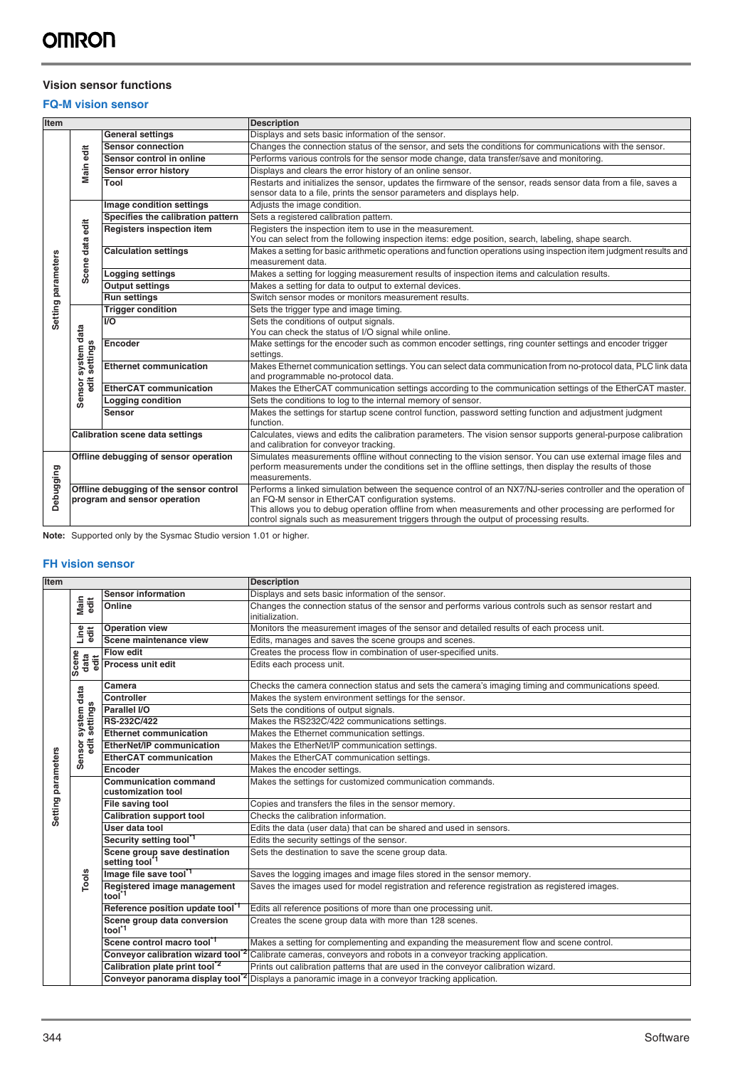## Vision sensor functions

### FQ-M vision sensor

| Item | | | Description |
|---|---|---|---|
| Setting parameters | Main edit | General settings | Displays and sets basic information of the sensor. |
| | | Sensor connection | Changes the connection status of the sensor, and sets the conditions for communications with the sensor. |
| | | Sensor control in online | Performs various controls for the sensor mode change, data transfer/save and monitoring. |
| | | Sensor error history | Displays and clears the error history of an online sensor. |
| | | Tool | Restarts and initializes the sensor, updates the firmware of the sensor, reads sensor data from a file, saves a sensor data to a file, prints the sensor parameters and displays help. |
| | Scene data edit | Image condition settings | Adjusts the image condition. |
| | | Specifies the calibration pattern | Sets a registered calibration pattern. |
| | | Registers inspection item | Registers the inspection item to use in the measurement.<br>You can select from the following inspection items: edge position, search, labeling, shape search. |
| | | Calculation settings | Makes a setting for basic arithmetic operations and function operations using inspection item judgment results and measurement data. |
| | | Logging settings | Makes a setting for logging measurement results of inspection items and calculation results. |
| | | Output settings | Makes a setting for data to output to external devices. |
| | | Run settings | Switch sensor modes or monitors measurement results. |
| | Sensor system data edit settings | Trigger condition | Sets the trigger type and image timing. |
| | | I/O | Sets the conditions of output signals.<br>You can check the status of I/O signal while online. |
| | | Encoder | Make settings for the encoder such as common encoder settings, ring counter settings and encoder trigger settings. |
| | | Ethernet communication | Makes Ethernet communication settings. You can select data communication from no-protocol data, PLC link data and programmable no-protocol data. |
| | | EtherCAT communication | Makes the EtherCAT communication settings according to the communication settings of the EtherCAT master. |
| | | Logging condition | Sets the conditions to log to the internal memory of sensor. |
| | | Sensor | Makes the settings for startup scene control function, password setting function and adjustment judgment function. |
| | Calibration scene data settings | | Calculates, views and edits the calibration parameters. The vision sensor supports general-purpose calibration and calibration for conveyor tracking. |
| Debugging | Offline debugging of sensor operation | | Simulates measurements offline without connecting to the vision sensor. You can use external image files and perform measurements under the conditions set in the offline settings, then display the results of those measurements. |
| | Offline debugging of the sensor control program and sensor operation | | Performs a linked simulation between the sequence control of an NX7/NJ-series controller and the operation of an FQ-M sensor in EtherCAT configuration systems.<br>This allows you to debug operation offline from when measurements and other processing are performed for control signals such as measurement triggers through the output of processing results. |

**Note:** Supported only by the Sysmac Studio version 1.01 or higher.

### FH vision sensor

| Item | | | Description |
|---|---|---|---|
| Setting parameters | Main edit | Sensor information | Displays and sets basic information of the sensor. |
| | | Online | Changes the connection status of the sensor and performs various controls such as sensor restart and initialization. |
| | Line edit | Operation view | Monitors the measurement images of the sensor and detailed results of each process unit. |
| | | Scene maintenance view | Edits, manages and saves the scene groups and scenes. |
| | Scene data edit | Flow edit | Creates the process flow in combination of user-specified units. |
| | | Process unit edit | Edits each process unit. |
| | Sensor system data edit settings | Camera | Checks the camera connection status and sets the camera's imaging timing and communications speed. |
| | | Controller | Makes the system environment settings for the sensor. |
| | | Parallel I/O | Sets the conditions of output signals. |
| | | RS-232C/422 | Makes the RS232C/422 communications settings. |
| | | Ethernet communication | Makes the Ethernet communication settings. |
| | | EtherNet/IP communication | Makes the EtherNet/IP communication settings. |
| | | EtherCAT communication | Makes the EtherCAT communication settings. |
| | | Encoder | Makes the encoder settings. |
| | Tools | Communication command customization tool | Makes the settings for customized communication commands. |
| | | File saving tool | Copies and transfers the files in the sensor memory. |
| | | Calibration support tool | Checks the calibration information. |
| | | User data tool | Edits the data (user data) that can be shared and used in sensors. |
| | | Security setting tool [*1] | Edits the security settings of the sensor. |
| | | Scene group save destination setting tool [*1] | Sets the destination to save the scene group data. |
| | | Image file save tool [*1] | Saves the logging images and image files stored in the sensor memory. |
| | | Registered image management tool [*1] | Saves the images used for model registration and reference registration as registered images. |
| | | Reference position update tool [*1] | Edits all reference positions of more than one processing unit. |
| | | Scene group data conversion tool [*1] | Creates the scene group data with more than 128 scenes. |
| | | Scene control macro tool [*1] | Makes a setting for complementing and expanding the measurement flow and scene control. |
| | | Conveyor calibration wizard tool [*2] | Calibrate cameras, conveyors and robots in a conveyor tracking application. |
| | | Calibration plate print tool [*2] | Prints out calibration patterns that are used in the conveyor calibration wizard. |
| | | Conveyor panorama display tool [*2] | Displays a panoramic image in a conveyor tracking application. |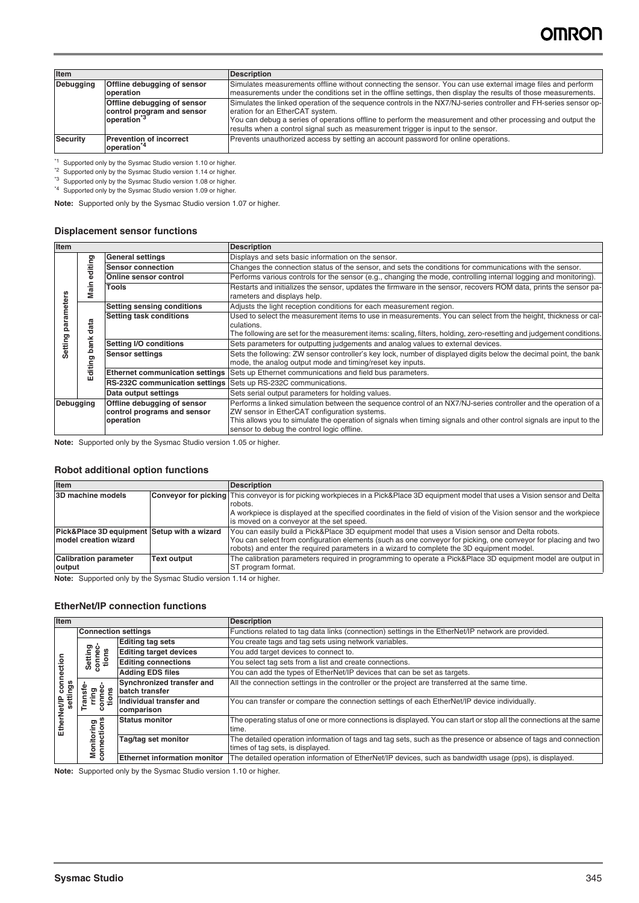| Item | | Description |
| --- | --- | --- |
| Debugging | Offline debugging of sensor operation | Simulates measurements offline without connecting the sensor. You can use external image files and perform measurements under the conditions set in the offline settings, then display the results of those measurements. |
| | Offline debugging of sensor control program and sensor operation*3 | Simulates the linked operation of the sequence controls in the NX7/NJ-series controller and FH-series sensor operation for an EtherCAT system. You can debug a series of operations offline to perform the measurement and other processing and output the results when a control signal such as measurement trigger is input to the sensor. |
| Security | Prevention of incorrect operation*4 | Prevents unauthorized access by setting an account password for online operations. |

*1 Supported only by the Sysmac Studio version 1.10 or higher.
*2 Supported only by the Sysmac Studio version 1.14 or higher.
*3 Supported only by the Sysmac Studio version 1.08 or higher.
*4 Supported only by the Sysmac Studio version 1.09 or higher.

**Note:** Supported only by the Sysmac Studio version 1.07 or higher.

### Displacement sensor functions

| Item | | | Description |
| --- | --- | --- | --- |
| Setting parameters | Main editing | General settings | Displays and sets basic information on the sensor. |
| | | Sensor connection | Changes the connection status of the sensor, and sets the conditions for communications with the sensor. |
| | | Online sensor control | Performs various controls for the sensor (e.g., changing the mode, controlling internal logging and monitoring). |
| | | Tools | Restarts and initializes the sensor, updates the firmware in the sensor, recovers ROM data, prints the sensor parameters and displays help. |
| | Editing bank data | Setting sensing conditions | Adjusts the light reception conditions for each measurement region. |
| | | Setting task conditions | Used to select the measurement items to use in measurements. You can select from the height, thickness or calculations. The following are set for the measurement items: scaling, filters, holding, zero-resetting and judgement conditions. |
| | | Setting I/O conditions | Sets parameters for outputting judgements and analog values to external devices. |
| | | Sensor settings | Sets the following: ZW sensor controller's key lock, number of displayed digits below the decimal point, the bank mode, the analog output mode and timing/reset key inputs. |
| | | Ethernet communication settings | Sets up Ethernet communications and field bus parameters. |
| | | RS-232C communication settings | Sets up RS-232C communications. |
| | | Data output settings | Sets serial output parameters for holding values. |
| Debugging | | Offline debugging of sensor control programs and sensor operation | Performs a linked simulation between the sequence control of an NX7/NJ-series controller and the operation of a ZW sensor in EtherCAT configuration systems. This allows you to simulate the operation of signals when timing signals and other control signals are input to the sensor to debug the control logic offline. |

**Note:** Supported only by the Sysmac Studio version 1.05 or higher.

### Robot additional option functions

| Item | | Description |
| --- | --- | --- |
| 3D machine models | Conveyor for picking | This conveyor is for picking workpieces in a Pick&Place 3D equipment model that uses a Vision sensor and Delta robots. A workpiece is displayed at the specified coordinates in the field of vision of the Vision sensor and the workpiece is moved on a conveyor at the set speed. |
| Pick&Place 3D equipment model creation wizard | Setup with a wizard | You can easily build a Pick&Place 3D equipment model that uses a Vision sensor and Delta robots. You can select from configuration elements (such as one conveyor for picking, one conveyor for placing and two robots) and enter the required parameters in a wizard to complete the 3D equipment model. |
| Calibration parameter output | Text output | The calibration parameters required in programming to operate a Pick&Place 3D equipment model are output in ST program format. |

**Note:** Supported only by the Sysmac Studio version 1.14 or higher.

### EtherNet/IP connection functions

| Item | | | Description |
| --- | --- | --- | --- |
| EtherNet/IP connection settings | Connection settings | | Functions related to tag data links (connection) settings in the EtherNet/IP network are provided. |
| | Setting connections | Editing tag sets | You create tags and tag sets using network variables. |
| | | Editing target devices | You add target devices to connect to. |
| | | Editing connections | You select tag sets from a list and create connections. |
| | | Adding EDS files | You can add the types of EtherNet/IP devices that can be set as targets. |
| | Transferring connections | Synchronized transfer and batch transfer | All the connection settings in the controller or the project are transferred at the same time. |
| | | Individual transfer and comparison | You can transfer or compare the connection settings of each EtherNet/IP device individually. |
| | Monitoring connections | Status monitor | The operating status of one or more connections is displayed. You can start or stop all the connections at the same time. |
| | | Tag/tag set monitor | The detailed operation information of tags and tag sets, such as the presence or absence of tags and connection times of tag sets, is displayed. |
| | | Ethernet information monitor | The detailed operation information of EtherNet/IP devices, such as bandwidth usage (pps), is displayed. |

**Note:** Supported only by the Sysmac Studio version 1.10 or higher.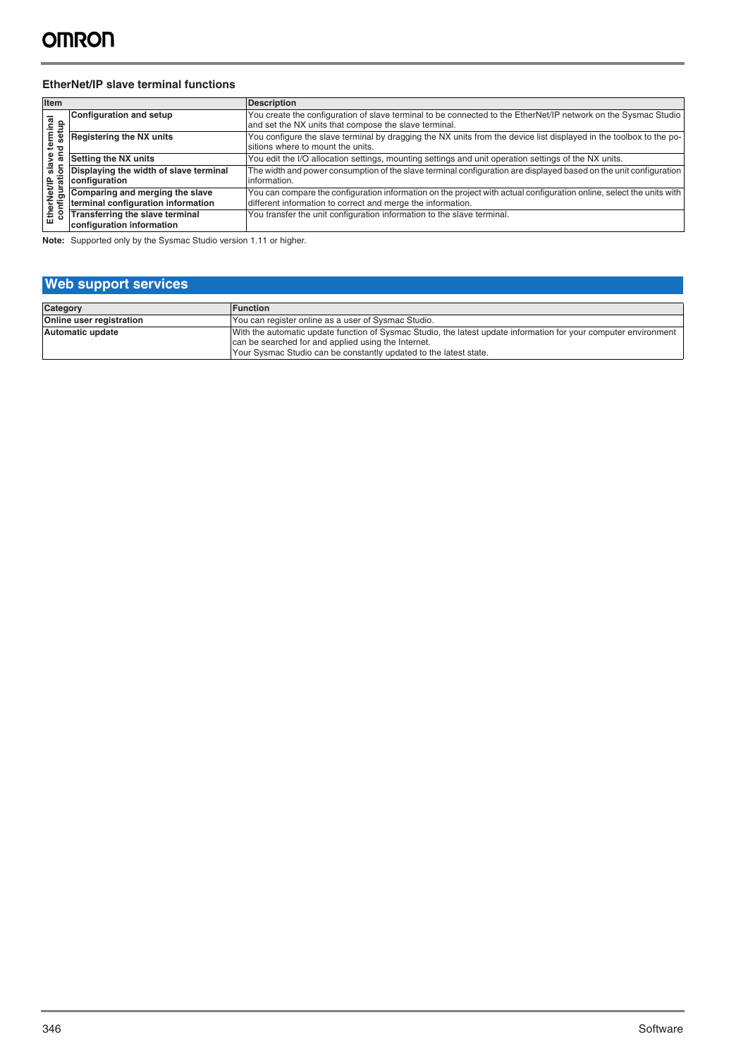### EtherNet/IP slave terminal functions

| Item | | Description |
|---|---|---|
| EtherNet/IP slave terminal configuration and setup | **Configuration and setup** | You create the configuration of slave terminal to be connected to the EtherNet/IP network on the Sysmac Studio and set the NX units that compose the slave terminal. |
| | **Registering the NX units** | You configure the slave terminal by dragging the NX units from the device list displayed in the toolbox to the positions where to mount the units. |
| | **Setting the NX units** | You edit the I/O allocation settings, mounting settings and unit operation settings of the NX units. |
| | **Displaying the width of slave terminal configuration** | The width and power consumption of the slave terminal configuration are displayed based on the unit configuration information. |
| | **Comparing and merging the slave terminal configuration information** | You can compare the configuration information on the project with actual configuration online, select the units with different information to correct and merge the information. |
| | **Transferring the slave terminal configuration information** | You transfer the unit configuration information to the slave terminal. |

**Note:** Supported only by the Sysmac Studio version 1.11 or higher.

## Web support services

| Category | Function |
|---|---|
| **Online user registration** | You can register online as a user of Sysmac Studio. |
| **Automatic update** | With the automatic update function of Sysmac Studio, the latest update information for your computer environment can be searched for and applied using the Internet.<br>Your Sysmac Studio can be constantly updated to the latest state. |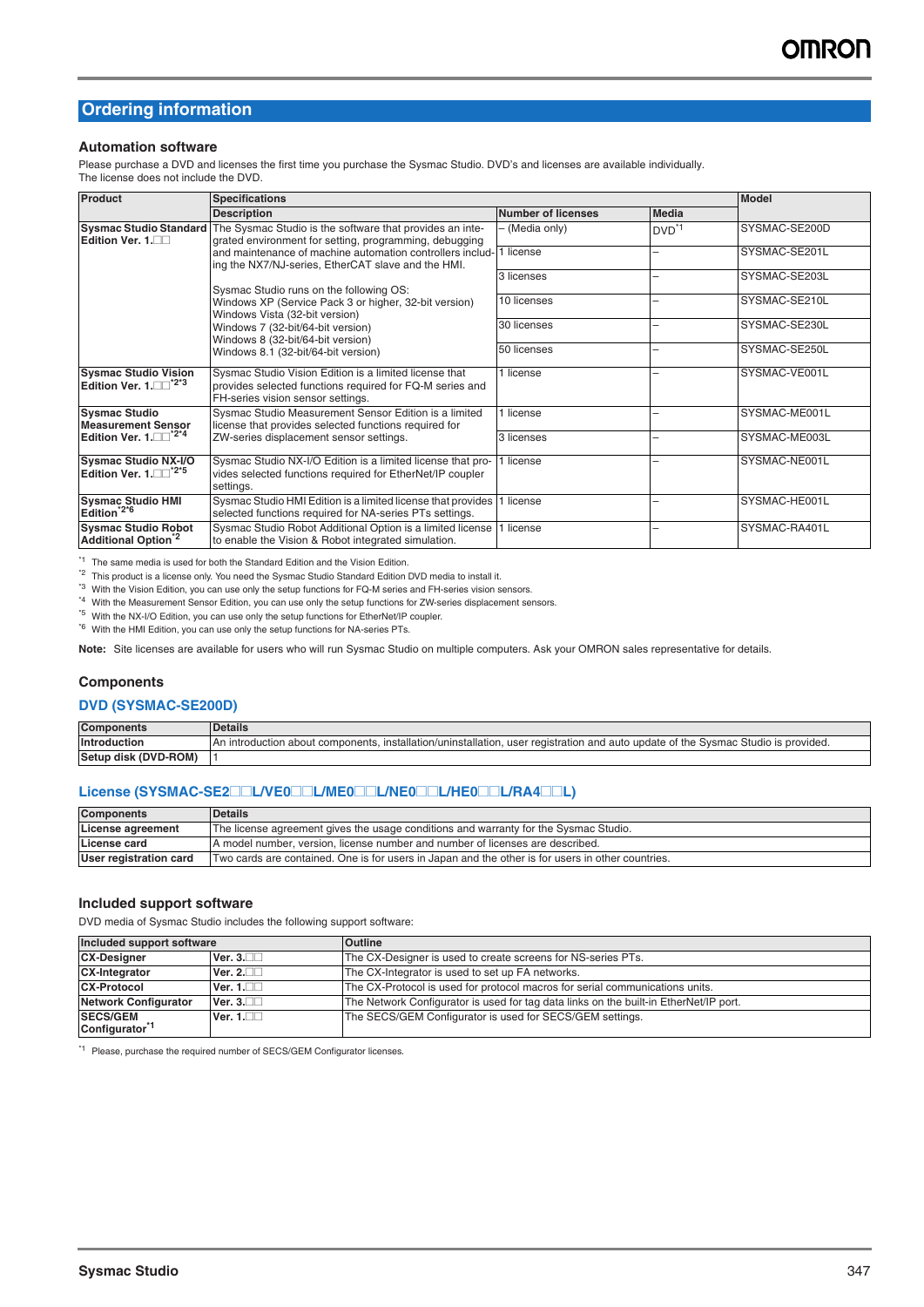## Ordering information

### Automation software

Please purchase a DVD and licenses the first time you purchase the Sysmac Studio. DVD's and licenses are available individually.
The license does not include the DVD.

| Product | Specifications | | | Model |
|---|---|---|---|---|
| | Description | Number of licenses | Media | |
| **Sysmac Studio Standard Edition Ver. 1.□□** | The Sysmac Studio is the software that provides an integrated environment for setting, programming, debugging and maintenance of machine automation controllers including the NX7/NJ-series, EtherCAT slave and the HMI.<br><br>Sysmac Studio runs on the following OS:<br>Windows XP (Service Pack 3 or higher, 32-bit version)<br>Windows Vista (32-bit version)<br>Windows 7 (32-bit/64-bit version)<br>Windows 8 (32-bit/64-bit version)<br>Windows 8.1 (32-bit/64-bit version) | – (Media only) | DVD [*1] | SYSMAC-SE200D |
| | | 1 license | – | SYSMAC-SE201L |
| | | 3 licenses | – | SYSMAC-SE203L |
| | | 10 licenses | – | SYSMAC-SE210L |
| | | 30 licenses | – | SYSMAC-SE230L |
| | | 50 licenses | – | SYSMAC-SE250L |
| **Sysmac Studio Vision Edition Ver. 1.□□** [*2*3] | Sysmac Studio Vision Edition is a limited license that provides selected functions required for FQ-M series and FH-series vision sensor settings. | 1 license | – | SYSMAC-VE001L |
| **Sysmac Studio Measurement Sensor Edition Ver. 1.□□** [*2*4] | Sysmac Studio Measurement Sensor Edition is a limited license that provides selected functions required for ZW-series displacement sensor settings. | 1 license | – | SYSMAC-ME001L |
| | | 3 licenses | – | SYSMAC-ME003L |
| **Sysmac Studio NX-I/O Edition Ver. 1.□□** [*2*5] | Sysmac Studio NX-I/O Edition is a limited license that provides selected functions required for EtherNet/IP coupler settings. | 1 license | – | SYSMAC-NE001L |
| **Sysmac Studio HMI Edition** [*2*6] | Sysmac Studio HMI Edition is a limited license that provides selected functions required for NA-series PTs settings. | 1 license | – | SYSMAC-HE001L |
| **Sysmac Studio Robot Additional Option** [*2] | Sysmac Studio Robot Additional Option is a limited license to enable the Vision & Robot integrated simulation. | 1 license | – | SYSMAC-RA401L |

[*1] The same media is used for both the Standard Edition and the Vision Edition.
[*2] This product is a license only. You need the Sysmac Studio Standard Edition DVD media to install it.
[*3] With the Vision Edition, you can use only the setup functions for FQ-M series and FH-series vision sensors.
[*4] With the Measurement Sensor Edition, you can use only the setup functions for ZW-series displacement sensors.
[*5] With the NX-I/O Edition, you can use only the setup functions for EtherNet/IP coupler.
[*6] With the HMI Edition, you can use only the setup functions for NA-series PTs.

**Note:** Site licenses are available for users who will run Sysmac Studio on multiple computers. Ask your OMRON sales representative for details.

### Components

#### DVD (SYSMAC-SE200D)

| Components | Details |
|---|---|
| **Introduction** | An introduction about components, installation/uninstallation, user registration and auto update of the Sysmac Studio is provided. |
| **Setup disk (DVD-ROM)** | 1 |

#### License (SYSMAC-SE2□□L/VE0□□L/ME0□□L/NE0□□L/HE0□□L/RA4□□L)

| Components | Details |
|---|---|
| **License agreement** | The license agreement gives the usage conditions and warranty for the Sysmac Studio. |
| **License card** | A model number, version, license number and number of licenses are described. |
| **User registration card** | Two cards are contained. One is for users in Japan and the other is for users in other countries. |

### Included support software

DVD media of Sysmac Studio includes the following support software:

| Included support software | | Outline |
|---|---|---|
| **CX-Designer** | **Ver. 3.□□** | The CX-Designer is used to create screens for NS-series PTs. |
| **CX-Integrator** | **Ver. 2.□□** | The CX-Integrator is used to set up FA networks. |
| **CX-Protocol** | **Ver. 1.□□** | The CX-Protocol is used for protocol macros for serial communications units. |
| **Network Configurator** | **Ver. 3.□□** | The Network Configurator is used for tag data links on the built-in EtherNet/IP port. |
| **SECS/GEM Configurator** [*1] | **Ver. 1.□□** | The SECS/GEM Configurator is used for SECS/GEM settings. |

[*1] Please, purchase the required number of SECS/GEM Configurator licenses.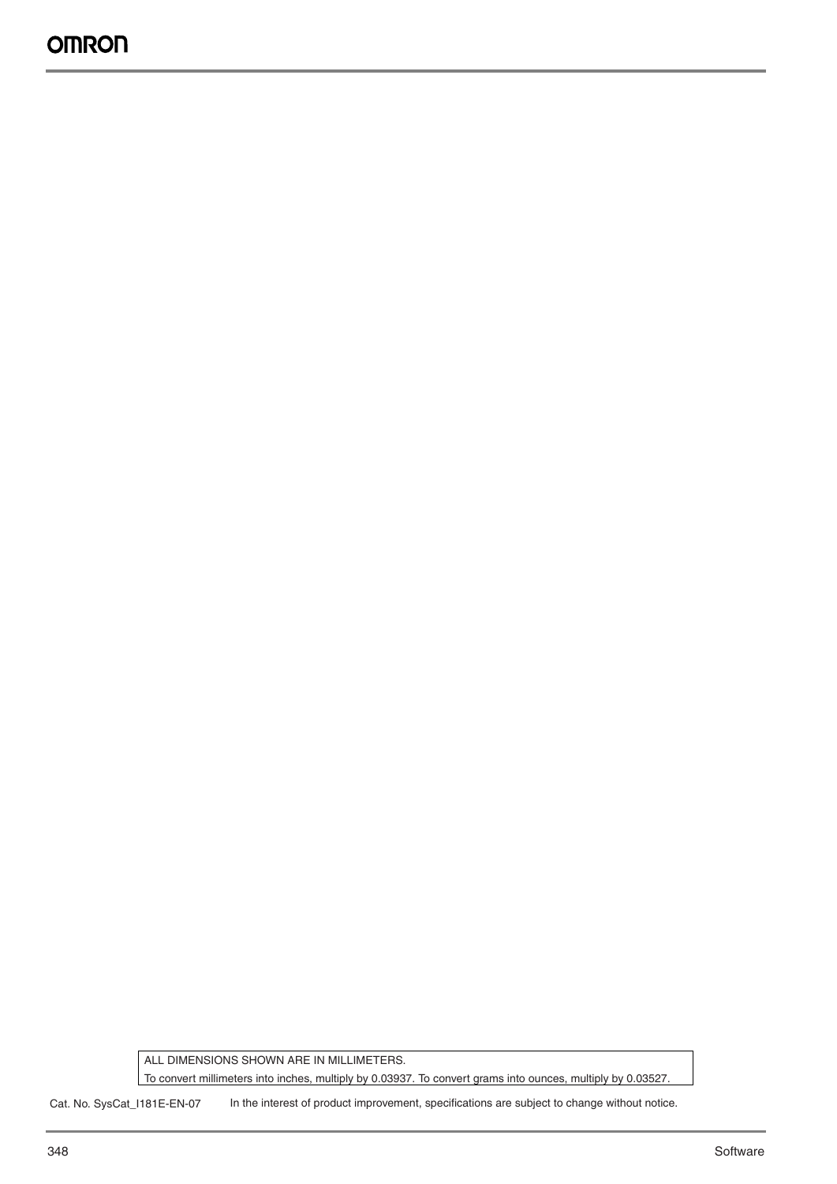ALL DIMENSIONS SHOWN ARE IN MILLIMETERS.

To convert millimeters into inches, multiply by 0.03937. To convert grams into ounces, multiply by 0.03527.

Cat. No. SysCat_I181E-EN-07 In the interest of product improvement, specifications are subject to change without notice.